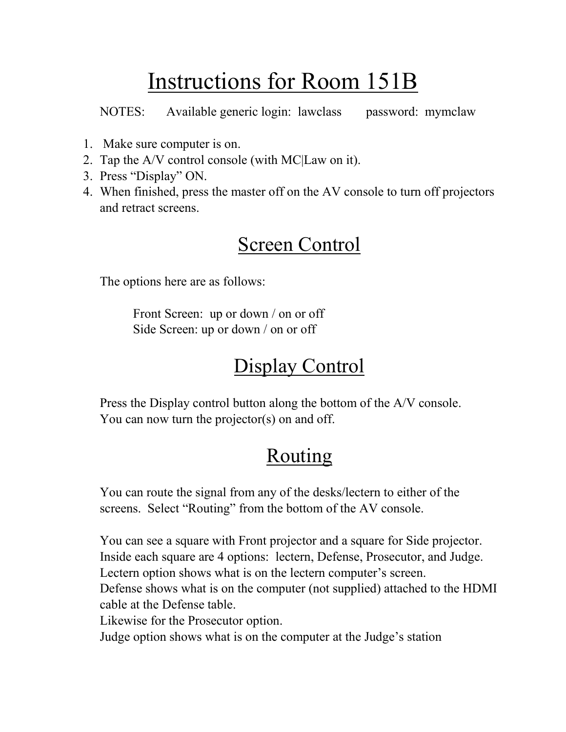# Instructions for Room 151B

NOTES: Available generic login: lawclass password: mymclaw

1. Make sure computer is on.
2. Tap the A/V control console (with MC|Law on it).
3. Press "Display" ON.
4. When finished, press the master off on the AV console to turn off projectors and retract screens.

## Screen Control

The options here are as follows:

Front Screen: up or down / on or off
Side Screen: up or down / on or off

## Display Control

Press the Display control button along the bottom of the A/V console.
You can now turn the projector(s) on and off.

## Routing

You can route the signal from any of the desks/lectern to either of the screens. Select "Routing" from the bottom of the AV console.

You can see a square with Front projector and a square for Side projector.
Inside each square are 4 options: lectern, Defense, Prosecutor, and Judge.
Lectern option shows what is on the lectern computer's screen.
Defense shows what is on the computer (not supplied) attached to the HDMI cable at the Defense table.
Likewise for the Prosecutor option.
Judge option shows what is on the computer at the Judge's station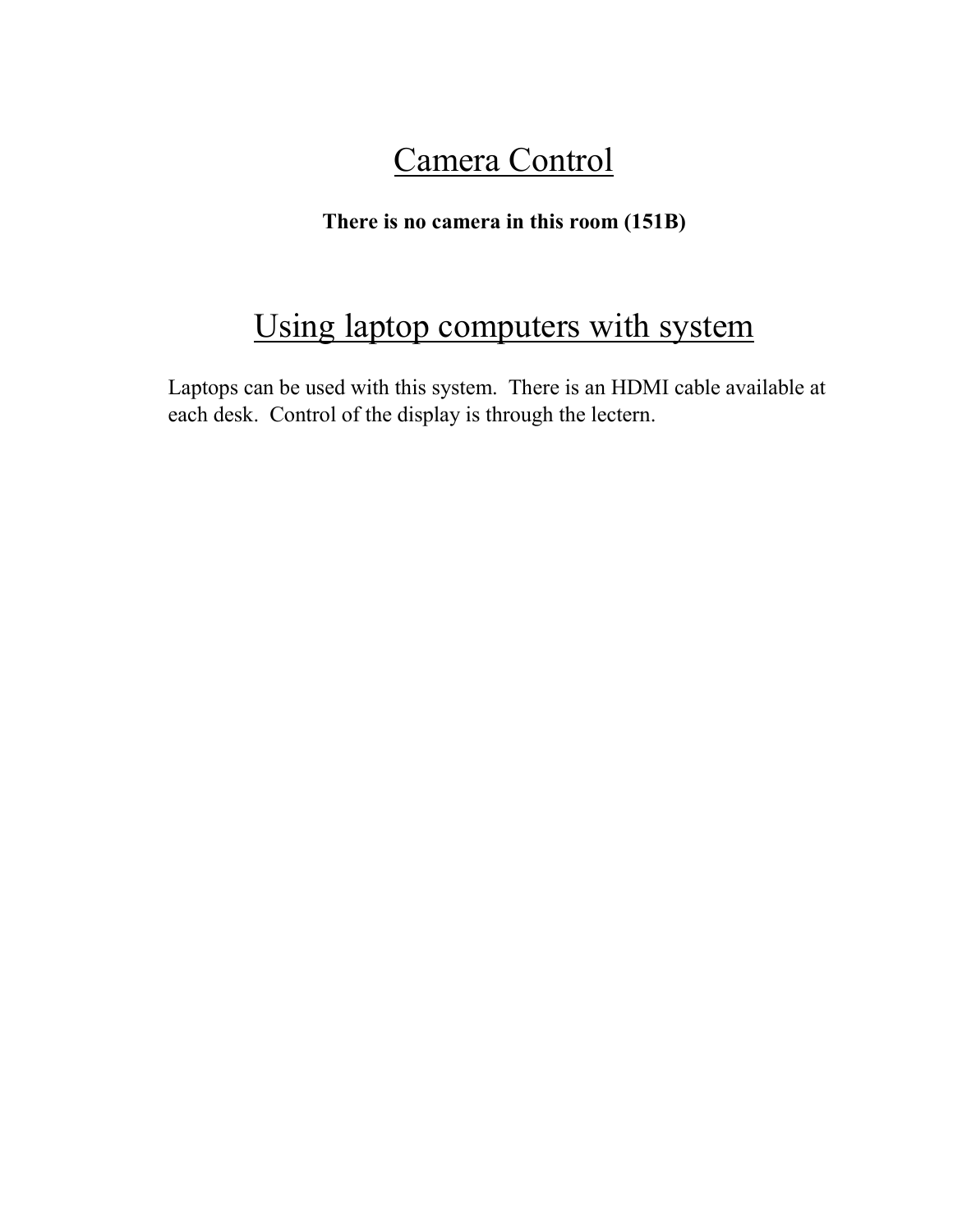## Camera Control

**There is no camera in this room (151B)**

## Using laptop computers with system

Laptops can be used with this system. There is an HDMI cable available at each desk. Control of the display is through the lectern.